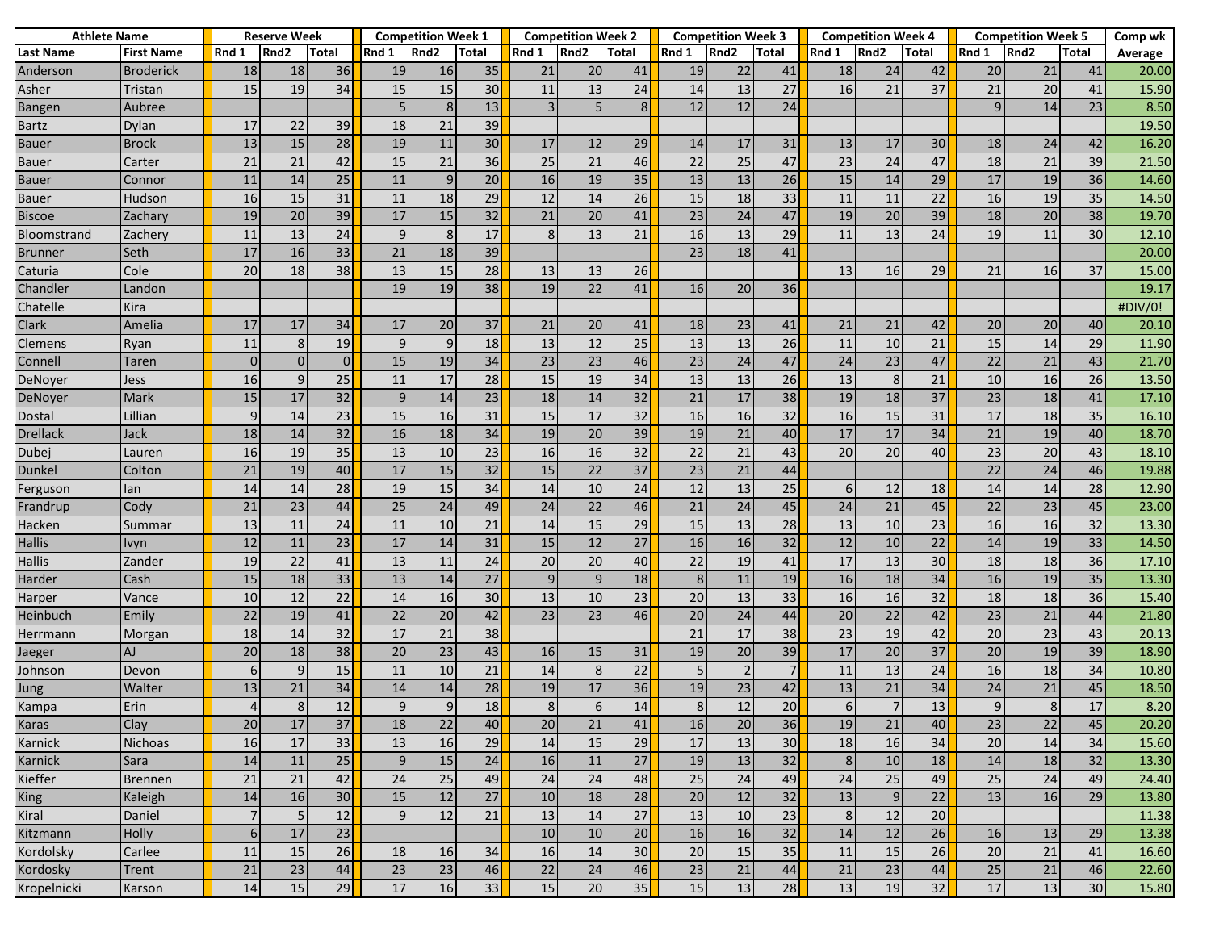| Athlete Name | | Reserve Week | | | Competition Week 1 | | | Competition Week 2 | | | Competition Week 3 | | | Competition Week 4 | | | Competition Week 5 | | | Comp wk |
|---|---|---|---|---|---|---|---|---|---|---|---|---|---|---|---|---|---|---|---|---|---|
| Last Name | First Name | Rnd 1 | Rnd2 | Total | Rnd 1 | Rnd2 | Total | Rnd 1 | Rnd2 | Total | Rnd 1 | Rnd2 | Total | Rnd 1 | Rnd2 | Total | Rnd 1 | Rnd2 | Total | Average |
| Anderson | Broderick | 18 | 18 | 36 | 19 | 16 | 35 | 21 | 20 | 41 | 19 | 22 | 41 | 18 | 24 | 42 | 20 | 21 | 41 | 20.00 |
| Asher | Tristan | 15 | 19 | 34 | 15 | 15 | 30 | 11 | 13 | 24 | 14 | 13 | 27 | 16 | 21 | 37 | 21 | 20 | 41 | 15.90 |
| Bangen | Aubree | | | | 5 | 8 | 13 | 3 | 5 | 8 | 12 | 12 | 24 | | | | 9 | 14 | 23 | 8.50 |
| Bartz | Dylan | 17 | 22 | 39 | 18 | 21 | 39 | | | | | | | | | | | | | 19.50 |
| Bauer | Brock | 13 | 15 | 28 | 19 | 11 | 30 | 17 | 12 | 29 | 14 | 17 | 31 | 13 | 17 | 30 | 18 | 24 | 42 | 16.20 |
| Bauer | Carter | 21 | 21 | 42 | 15 | 21 | 36 | 25 | 21 | 46 | 22 | 25 | 47 | 23 | 24 | 47 | 18 | 21 | 39 | 21.50 |
| Bauer | Connor | 11 | 14 | 25 | 11 | 9 | 20 | 16 | 19 | 35 | 13 | 13 | 26 | 15 | 14 | 29 | 17 | 19 | 36 | 14.60 |
| Bauer | Hudson | 16 | 15 | 31 | 11 | 18 | 29 | 12 | 14 | 26 | 15 | 18 | 33 | 11 | 11 | 22 | 16 | 19 | 35 | 14.50 |
| Biscoe | Zachary | 19 | 20 | 39 | 17 | 15 | 32 | 21 | 20 | 41 | 23 | 24 | 47 | 19 | 20 | 39 | 18 | 20 | 38 | 19.70 |
| Bloomstrand | Zachery | 11 | 13 | 24 | 9 | 8 | 17 | 8 | 13 | 21 | 16 | 13 | 29 | 11 | 13 | 24 | 19 | 11 | 30 | 12.10 |
| Brunner | Seth | 17 | 16 | 33 | 21 | 18 | 39 | | | | 23 | 18 | 41 | | | | | | | 20.00 |
| Caturia | Cole | 20 | 18 | 38 | 13 | 15 | 28 | 13 | 13 | 26 | | | | 13 | 16 | 29 | 21 | 16 | 37 | 15.00 |
| Chandler | Landon | | | | 19 | 19 | 38 | 19 | 22 | 41 | 16 | 20 | 36 | | | | | | | 19.17 |
| Chatelle | Kira | | | | | | | | | | | | | | | | | | | #DIV/0! |
| Clark | Amelia | 17 | 17 | 34 | 17 | 20 | 37 | 21 | 20 | 41 | 18 | 23 | 41 | 21 | 21 | 42 | 20 | 20 | 40 | 20.10 |
| Clemens | Ryan | 11 | 8 | 19 | 9 | 9 | 18 | 13 | 12 | 25 | 13 | 13 | 26 | 11 | 10 | 21 | 15 | 14 | 29 | 11.90 |
| Connell | Taren | 0 | 0 | 0 | 15 | 19 | 34 | 23 | 23 | 46 | 23 | 24 | 47 | 24 | 23 | 47 | 22 | 21 | 43 | 21.70 |
| DeNoyer | Jess | 16 | 9 | 25 | 11 | 17 | 28 | 15 | 19 | 34 | 13 | 13 | 26 | 13 | 8 | 21 | 10 | 16 | 26 | 13.50 |
| DeNoyer | Mark | 15 | 17 | 32 | 9 | 14 | 23 | 18 | 14 | 32 | 21 | 17 | 38 | 19 | 18 | 37 | 23 | 18 | 41 | 17.10 |
| Dostal | Lillian | 9 | 14 | 23 | 15 | 16 | 31 | 15 | 17 | 32 | 16 | 16 | 32 | 16 | 15 | 31 | 17 | 18 | 35 | 16.10 |
| Drellack | Jack | 18 | 14 | 32 | 16 | 18 | 34 | 19 | 20 | 39 | 19 | 21 | 40 | 17 | 17 | 34 | 21 | 19 | 40 | 18.70 |
| Dubej | Lauren | 16 | 19 | 35 | 13 | 10 | 23 | 16 | 16 | 32 | 22 | 21 | 43 | 20 | 20 | 40 | 23 | 20 | 43 | 18.10 |
| Dunkel | Colton | 21 | 19 | 40 | 17 | 15 | 32 | 15 | 22 | 37 | 23 | 21 | 44 | | | | 22 | 24 | 46 | 19.88 |
| Ferguson | Ian | 14 | 14 | 28 | 19 | 15 | 34 | 14 | 10 | 24 | 12 | 13 | 25 | 6 | 12 | 18 | 14 | 14 | 28 | 12.90 |
| Frandrup | Cody | 21 | 23 | 44 | 25 | 24 | 49 | 24 | 22 | 46 | 21 | 24 | 45 | 24 | 21 | 45 | 22 | 23 | 45 | 23.00 |
| Hacken | Summar | 13 | 11 | 24 | 11 | 10 | 21 | 14 | 15 | 29 | 15 | 13 | 28 | 13 | 10 | 23 | 16 | 16 | 32 | 13.30 |
| Hallis | Ivyn | 12 | 11 | 23 | 17 | 14 | 31 | 15 | 12 | 27 | 16 | 16 | 32 | 12 | 10 | 22 | 14 | 19 | 33 | 14.50 |
| Hallis | Zander | 19 | 22 | 41 | 13 | 11 | 24 | 20 | 20 | 40 | 22 | 19 | 41 | 17 | 13 | 30 | 18 | 18 | 36 | 17.10 |
| Harder | Cash | 15 | 18 | 33 | 13 | 14 | 27 | 9 | 9 | 18 | 8 | 11 | 19 | 16 | 18 | 34 | 16 | 19 | 35 | 13.30 |
| Harper | Vance | 10 | 12 | 22 | 14 | 16 | 30 | 13 | 10 | 23 | 20 | 13 | 33 | 16 | 16 | 32 | 18 | 18 | 36 | 15.40 |
| Heinbuch | Emily | 22 | 19 | 41 | 22 | 20 | 42 | 23 | 23 | 46 | 20 | 24 | 44 | 20 | 22 | 42 | 23 | 21 | 44 | 21.80 |
| Herrmann | Morgan | 18 | 14 | 32 | 17 | 21 | 38 | | | | 21 | 17 | 38 | 23 | 19 | 42 | 20 | 23 | 43 | 20.13 |
| Jaeger | AJ | 20 | 18 | 38 | 20 | 23 | 43 | 16 | 15 | 31 | 19 | 20 | 39 | 17 | 20 | 37 | 20 | 19 | 39 | 18.90 |
| Johnson | Devon | 6 | 9 | 15 | 11 | 10 | 21 | 14 | 8 | 22 | 5 | 2 | 7 | 11 | 13 | 24 | 16 | 18 | 34 | 10.80 |
| Jung | Walter | 13 | 21 | 34 | 14 | 14 | 28 | 19 | 17 | 36 | 19 | 23 | 42 | 13 | 21 | 34 | 24 | 21 | 45 | 18.50 |
| Kampa | Erin | 4 | 8 | 12 | 9 | 9 | 18 | 8 | 6 | 14 | 8 | 12 | 20 | 6 | 7 | 13 | 9 | 8 | 17 | 8.20 |
| Karas | Clay | 20 | 17 | 37 | 18 | 22 | 40 | 20 | 21 | 41 | 16 | 20 | 36 | 19 | 21 | 40 | 23 | 22 | 45 | 20.20 |
| Karnick | Nichoas | 16 | 17 | 33 | 13 | 16 | 29 | 14 | 15 | 29 | 17 | 13 | 30 | 18 | 16 | 34 | 20 | 14 | 34 | 15.60 |
| Karnick | Sara | 14 | 11 | 25 | 9 | 15 | 24 | 16 | 11 | 27 | 19 | 13 | 32 | 8 | 10 | 18 | 14 | 18 | 32 | 13.30 |
| Kieffer | Brennen | 21 | 21 | 42 | 24 | 25 | 49 | 24 | 24 | 48 | 25 | 24 | 49 | 24 | 25 | 49 | 25 | 24 | 49 | 24.40 |
| King | Kaleigh | 14 | 16 | 30 | 15 | 12 | 27 | 10 | 18 | 28 | 20 | 12 | 32 | 13 | 9 | 22 | 13 | 16 | 29 | 13.80 |
| Kiral | Daniel | 7 | 5 | 12 | 9 | 12 | 21 | 13 | 14 | 27 | 13 | 10 | 23 | 8 | 12 | 20 | | | | 11.38 |
| Kitzmann | Holly | 6 | 17 | 23 | | | | 10 | 10 | 20 | 16 | 16 | 32 | 14 | 12 | 26 | 16 | 13 | 29 | 13.38 |
| Kordolsky | Carlee | 11 | 15 | 26 | 18 | 16 | 34 | 16 | 14 | 30 | 20 | 15 | 35 | 11 | 15 | 26 | 20 | 21 | 41 | 16.60 |
| Kordosky | Trent | 21 | 23 | 44 | 23 | 23 | 46 | 22 | 24 | 46 | 23 | 21 | 44 | 21 | 23 | 44 | 25 | 21 | 46 | 22.60 |
| Kropelnicki | Karson | 14 | 15 | 29 | 17 | 16 | 33 | 15 | 20 | 35 | 15 | 13 | 28 | 13 | 19 | 32 | 17 | 13 | 30 | 15.80 |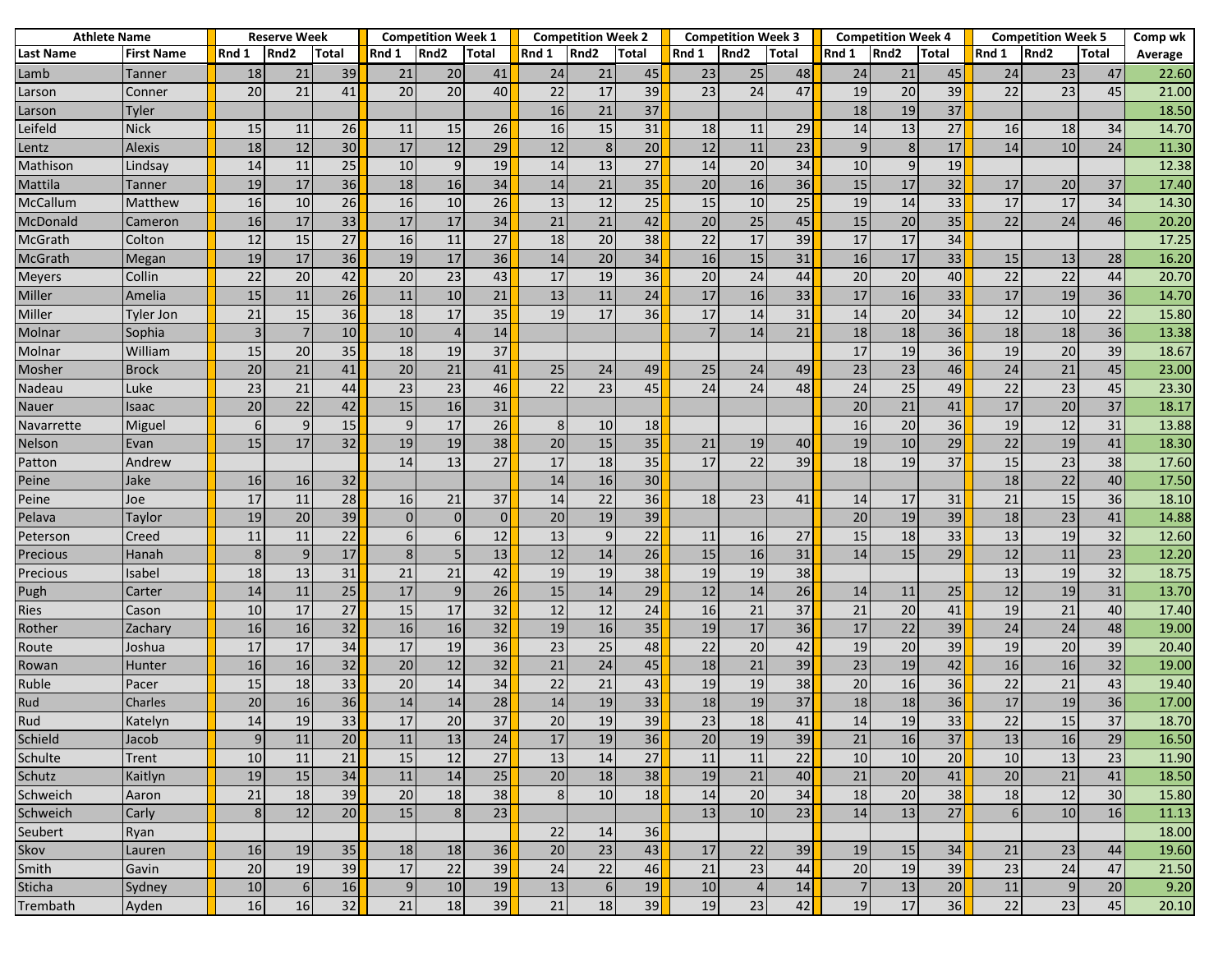| Athlete Name | | Reserve Week | | | Competition Week 1 | | | Competition Week 2 | | | Competition Week 3 | | | Competition Week 4 | | | Competition Week 5 | | | Comp wk |
|---|---|---|---|---|---|---|---|---|---|---|---|---|---|---|---|---|---|---|---|---|---|
| Last Name | First Name | Rnd 1 | Rnd2 | Total | Rnd 1 | Rnd2 | Total | Rnd 1 | Rnd2 | Total | Rnd 1 | Rnd2 | Total | Rnd 1 | Rnd2 | Total | Rnd 1 | Rnd2 | Total | Average |
| Lamb | Tanner | 18 | 21 | 39 | 21 | 20 | 41 | 24 | 21 | 45 | 23 | 25 | 48 | 24 | 21 | 45 | 24 | 23 | 47 | 22.60 |
| Larson | Conner | 20 | 21 | 41 | 20 | 20 | 40 | 22 | 17 | 39 | 23 | 24 | 47 | 19 | 20 | 39 | 22 | 23 | 45 | 21.00 |
| Larson | Tyler | | | | | | | 16 | 21 | 37 | | | | 18 | 19 | 37 | | | | 18.50 |
| Leifeld | Nick | 15 | 11 | 26 | 11 | 15 | 26 | 16 | 15 | 31 | 18 | 11 | 29 | 14 | 13 | 27 | 16 | 18 | 34 | 14.70 |
| Lentz | Alexis | 18 | 12 | 30 | 17 | 12 | 29 | 12 | 8 | 20 | 12 | 11 | 23 | 9 | 8 | 17 | 14 | 10 | 24 | 11.30 |
| Mathison | Lindsay | 14 | 11 | 25 | 10 | 9 | 19 | 14 | 13 | 27 | 14 | 20 | 34 | 10 | 9 | 19 | | | | 12.38 |
| Mattila | Tanner | 19 | 17 | 36 | 18 | 16 | 34 | 14 | 21 | 35 | 20 | 16 | 36 | 15 | 17 | 32 | 17 | 20 | 37 | 17.40 |
| McCallum | Matthew | 16 | 10 | 26 | 16 | 10 | 26 | 13 | 12 | 25 | 15 | 10 | 25 | 19 | 14 | 33 | 17 | 17 | 34 | 14.30 |
| McDonald | Cameron | 16 | 17 | 33 | 17 | 17 | 34 | 21 | 21 | 42 | 20 | 25 | 45 | 15 | 20 | 35 | 22 | 24 | 46 | 20.20 |
| McGrath | Colton | 12 | 15 | 27 | 16 | 11 | 27 | 18 | 20 | 38 | 22 | 17 | 39 | 17 | 17 | 34 | | | | 17.25 |
| McGrath | Megan | 19 | 17 | 36 | 19 | 17 | 36 | 14 | 20 | 34 | 16 | 15 | 31 | 16 | 17 | 33 | 15 | 13 | 28 | 16.20 |
| Meyers | Collin | 22 | 20 | 42 | 20 | 23 | 43 | 17 | 19 | 36 | 20 | 24 | 44 | 20 | 20 | 40 | 22 | 22 | 44 | 20.70 |
| Miller | Amelia | 15 | 11 | 26 | 11 | 10 | 21 | 13 | 11 | 24 | 17 | 16 | 33 | 17 | 16 | 33 | 17 | 19 | 36 | 14.70 |
| Miller | Tyler Jon | 21 | 15 | 36 | 18 | 17 | 35 | 19 | 17 | 36 | 17 | 14 | 31 | 14 | 20 | 34 | 12 | 10 | 22 | 15.80 |
| Molnar | Sophia | 3 | 7 | 10 | 10 | 4 | 14 | | | | 7 | 14 | 21 | 18 | 18 | 36 | 18 | 18 | 36 | 13.38 |
| Molnar | William | 15 | 20 | 35 | 18 | 19 | 37 | | | | | | | 17 | 19 | 36 | 19 | 20 | 39 | 18.67 |
| Mosher | Brock | 20 | 21 | 41 | 20 | 21 | 41 | 25 | 24 | 49 | 25 | 24 | 49 | 23 | 23 | 46 | 24 | 21 | 45 | 23.00 |
| Nadeau | Luke | 23 | 21 | 44 | 23 | 23 | 46 | 22 | 23 | 45 | 24 | 24 | 48 | 24 | 25 | 49 | 22 | 23 | 45 | 23.30 |
| Nauer | Isaac | 20 | 22 | 42 | 15 | 16 | 31 | | | | | | | 20 | 21 | 41 | 17 | 20 | 37 | 18.17 |
| Navarrette | Miguel | 6 | 9 | 15 | 9 | 17 | 26 | 8 | 10 | 18 | | | | 16 | 20 | 36 | 19 | 12 | 31 | 13.88 |
| Nelson | Evan | 15 | 17 | 32 | 19 | 19 | 38 | 20 | 15 | 35 | 21 | 19 | 40 | 19 | 10 | 29 | 22 | 19 | 41 | 18.30 |
| Patton | Andrew | | | | 14 | 13 | 27 | 17 | 18 | 35 | 17 | 22 | 39 | 18 | 19 | 37 | 15 | 23 | 38 | 17.60 |
| Peine | Jake | 16 | 16 | 32 | | | | 14 | 16 | 30 | | | | | | | 18 | 22 | 40 | 17.50 |
| Peine | Joe | 17 | 11 | 28 | 16 | 21 | 37 | 14 | 22 | 36 | 18 | 23 | 41 | 14 | 17 | 31 | 21 | 15 | 36 | 18.10 |
| Pelava | Taylor | 19 | 20 | 39 | 0 | 0 | 0 | 20 | 19 | 39 | | | | 20 | 19 | 39 | 18 | 23 | 41 | 14.88 |
| Peterson | Creed | 11 | 11 | 22 | 6 | 6 | 12 | 13 | 9 | 22 | 11 | 16 | 27 | 15 | 18 | 33 | 13 | 19 | 32 | 12.60 |
| Precious | Hanah | 8 | 9 | 17 | 8 | 5 | 13 | 12 | 14 | 26 | 15 | 16 | 31 | 14 | 15 | 29 | 12 | 11 | 23 | 12.20 |
| Precious | Isabel | 18 | 13 | 31 | 21 | 21 | 42 | 19 | 19 | 38 | 19 | 19 | 38 | | | | 13 | 19 | 32 | 18.75 |
| Pugh | Carter | 14 | 11 | 25 | 17 | 9 | 26 | 15 | 14 | 29 | 12 | 14 | 26 | 14 | 11 | 25 | 12 | 19 | 31 | 13.70 |
| Ries | Cason | 10 | 17 | 27 | 15 | 17 | 32 | 12 | 12 | 24 | 16 | 21 | 37 | 21 | 20 | 41 | 19 | 21 | 40 | 17.40 |
| Rother | Zachary | 16 | 16 | 32 | 16 | 16 | 32 | 19 | 16 | 35 | 19 | 17 | 36 | 17 | 22 | 39 | 24 | 24 | 48 | 19.00 |
| Route | Joshua | 17 | 17 | 34 | 17 | 19 | 36 | 23 | 25 | 48 | 22 | 20 | 42 | 19 | 20 | 39 | 19 | 20 | 39 | 20.40 |
| Rowan | Hunter | 16 | 16 | 32 | 20 | 12 | 32 | 21 | 24 | 45 | 18 | 21 | 39 | 23 | 19 | 42 | 16 | 16 | 32 | 19.00 |
| Ruble | Pacer | 15 | 18 | 33 | 20 | 14 | 34 | 22 | 21 | 43 | 19 | 19 | 38 | 20 | 16 | 36 | 22 | 21 | 43 | 19.40 |
| Rud | Charles | 20 | 16 | 36 | 14 | 14 | 28 | 14 | 19 | 33 | 18 | 19 | 37 | 18 | 18 | 36 | 17 | 19 | 36 | 17.00 |
| Rud | Katelyn | 14 | 19 | 33 | 17 | 20 | 37 | 20 | 19 | 39 | 23 | 18 | 41 | 14 | 19 | 33 | 22 | 15 | 37 | 18.70 |
| Schield | Jacob | 9 | 11 | 20 | 11 | 13 | 24 | 17 | 19 | 36 | 20 | 19 | 39 | 21 | 16 | 37 | 13 | 16 | 29 | 16.50 |
| Schulte | Trent | 10 | 11 | 21 | 15 | 12 | 27 | 13 | 14 | 27 | 11 | 11 | 22 | 10 | 10 | 20 | 10 | 13 | 23 | 11.90 |
| Schutz | Kaitlyn | 19 | 15 | 34 | 11 | 14 | 25 | 20 | 18 | 38 | 19 | 21 | 40 | 21 | 20 | 41 | 20 | 21 | 41 | 18.50 |
| Schweich | Aaron | 21 | 18 | 39 | 20 | 18 | 38 | 8 | 10 | 18 | 14 | 20 | 34 | 18 | 20 | 38 | 18 | 12 | 30 | 15.80 |
| Schweich | Carly | 8 | 12 | 20 | 15 | 8 | 23 | | | | 13 | 10 | 23 | 14 | 13 | 27 | 6 | 10 | 16 | 11.13 |
| Seubert | Ryan | | | | | | | 22 | 14 | 36 | | | | | | | | | | 18.00 |
| Skov | Lauren | 16 | 19 | 35 | 18 | 18 | 36 | 20 | 23 | 43 | 17 | 22 | 39 | 19 | 15 | 34 | 21 | 23 | 44 | 19.60 |
| Smith | Gavin | 20 | 19 | 39 | 17 | 22 | 39 | 24 | 22 | 46 | 21 | 23 | 44 | 20 | 19 | 39 | 23 | 24 | 47 | 21.50 |
| Sticha | Sydney | 10 | 6 | 16 | 9 | 10 | 19 | 13 | 6 | 19 | 10 | 4 | 14 | 7 | 13 | 20 | 11 | 9 | 20 | 9.20 |
| Trembath | Ayden | 16 | 16 | 32 | 21 | 18 | 39 | 21 | 18 | 39 | 19 | 23 | 42 | 19 | 17 | 36 | 22 | 23 | 45 | 20.10 |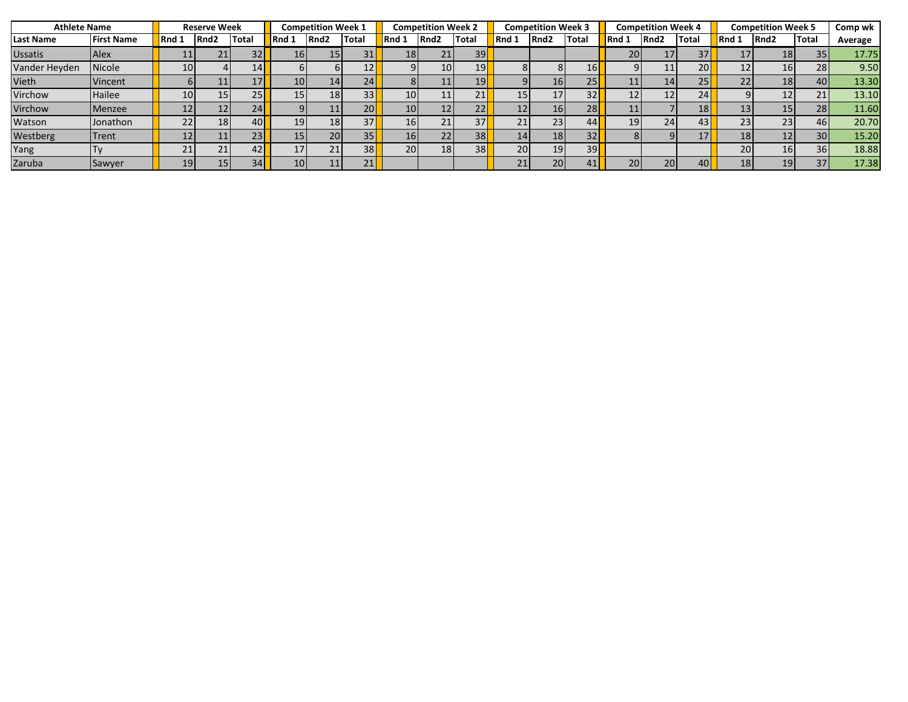| Athlete Name | | Reserve Week | | | Competition Week 1 | | | Competition Week 2 | | | Competition Week 3 | | | Competition Week 4 | | | Competition Week 5 | | | Comp wk |
|---|---|---|---|---|---|---|---|---|---|---|---|---|---|---|---|---|---|---|---|---|---|
| Last Name | First Name | Rnd 1 | Rnd2 | Total | Rnd 1 | Rnd2 | Total | Rnd 1 | Rnd2 | Total | Rnd 1 | Rnd2 | Total | Rnd 1 | Rnd2 | Total | Rnd 1 | Rnd2 | Total | Average |
| Ussatis | Alex | 11 | 21 | 32 | 16 | 15 | 31 | 18 | 21 | 39 | | | | 20 | 17 | 37 | 17 | 18 | 35 | 17.75 |
| Vander Heyden | Nicole | 10 | 4 | 14 | 6 | 6 | 12 | 9 | 10 | 19 | 8 | 8 | 16 | 9 | 11 | 20 | 12 | 16 | 28 | 9.50 |
| Vieth | Vincent | 6 | 11 | 17 | 10 | 14 | 24 | 8 | 11 | 19 | 9 | 16 | 25 | 11 | 14 | 25 | 22 | 18 | 40 | 13.30 |
| Virchow | Hailee | 10 | 15 | 25 | 15 | 18 | 33 | 10 | 11 | 21 | 15 | 17 | 32 | 12 | 12 | 24 | 9 | 12 | 21 | 13.10 |
| Virchow | Menzee | 12 | 12 | 24 | 9 | 11 | 20 | 10 | 12 | 22 | 12 | 16 | 28 | 11 | 7 | 18 | 13 | 15 | 28 | 11.60 |
| Watson | Jonathon | 22 | 18 | 40 | 19 | 18 | 37 | 16 | 21 | 37 | 21 | 23 | 44 | 19 | 24 | 43 | 23 | 23 | 46 | 20.70 |
| Westberg | Trent | 12 | 11 | 23 | 15 | 20 | 35 | 16 | 22 | 38 | 14 | 18 | 32 | 8 | 9 | 17 | 18 | 12 | 30 | 15.20 |
| Yang | Ty | 21 | 21 | 42 | 17 | 21 | 38 | 20 | 18 | 38 | 20 | 19 | 39 | | | | 20 | 16 | 36 | 18.88 |
| Zaruba | Sawyer | 19 | 15 | 34 | 10 | 11 | 21 | | | | 21 | 20 | 41 | 20 | 20 | 40 | 18 | 19 | 37 | 17.38 |